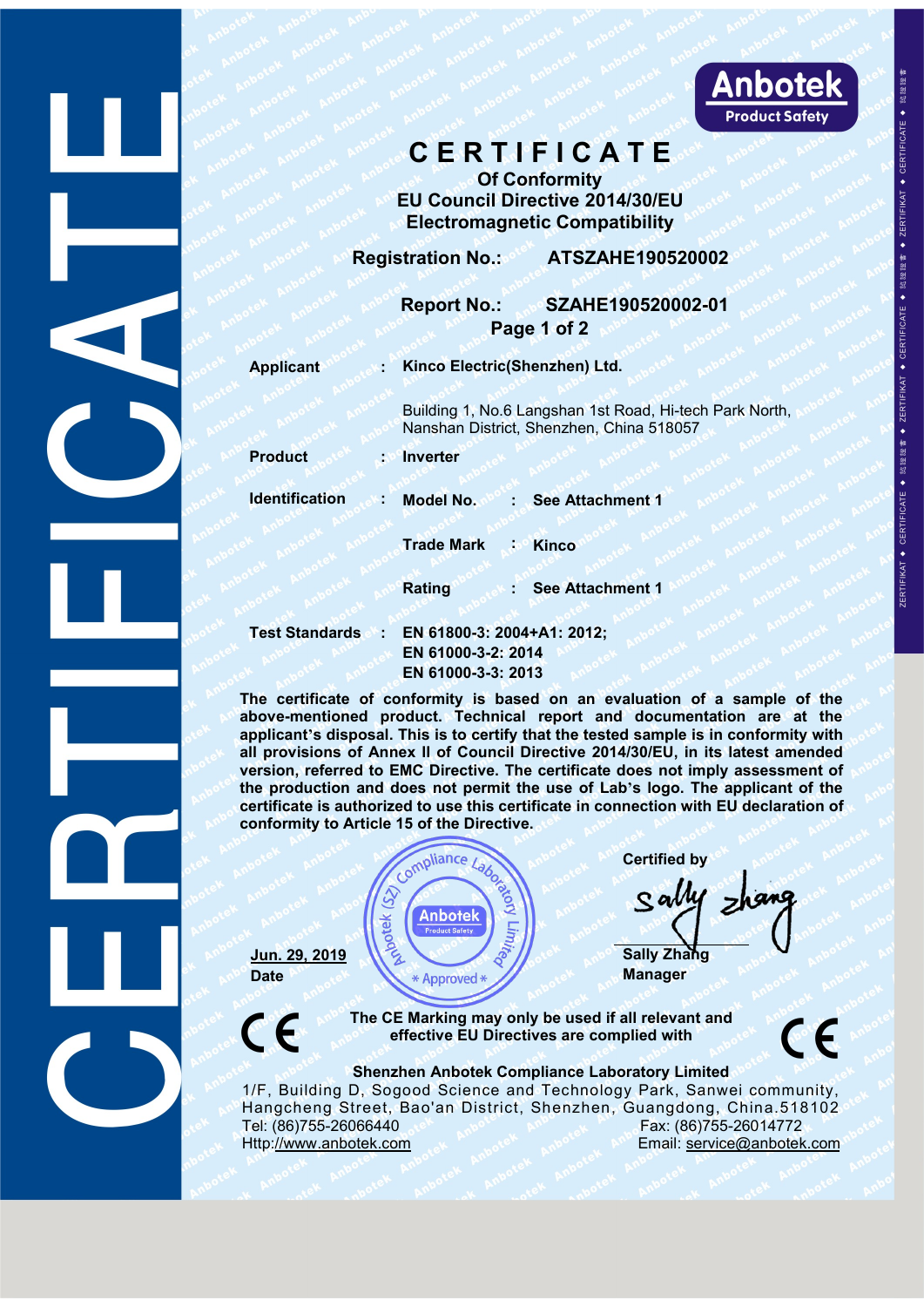# CERTIFICATE

## Of Conformity
## EU Council Directive 2014/30/EU
## Electromagnetic Compatibility

**Registration No.:** ATSZAHE190520002

**Report No.:** SZAHE190520002-01

**Page 1 of 2**

**Applicant** : **Kinco Electric(Shenzhen) Ltd.**

Building 1, No.6 Langshan 1st Road, Hi-tech Park North, Nanshan District, Shenzhen, China 518057

**Product** : **Inverter**

**Identification** : **Model No.** : **See Attachment 1**

**Trade Mark** : **Kinco**

**Rating** : **See Attachment 1**

**Test Standards** : **EN 61800-3: 2004+A1: 2012;**
**EN 61000-3-2: 2014**
**EN 61000-3-3: 2013**

**The certificate of conformity is based on an evaluation of a sample of the above-mentioned product. Technical report and documentation are at the applicant's disposal. This is to certify that the tested sample is in conformity with all provisions of Annex II of Council Directive 2014/30/EU, in its latest amended version, referred to EMC Directive. The certificate does not imply assessment of the production and does not permit the use of Lab's logo. The applicant of the certificate is authorized to use this certificate in connection with EU declaration of conformity to Article 15 of the Directive.**

**Jun. 29, 2019**
**Date**

Anbotek (SZ) Compliance Laboratory Limited — Approved

**Certified by**

Sally Zhang

**Sally Zhang**
**Manager**

**The CE Marking may only be used if all relevant and effective EU Directives are complied with**

**Shenzhen Anbotek Compliance Laboratory Limited**

1/F, Building D, Sogood Science and Technology Park, Sanwei community, Hangcheng Street, Bao'an District, Shenzhen, Guangdong, China.518102

Tel: (86)755-26066440 Fax: (86)755-26014772

Http://www.anbotek.com Email: service@anbotek.com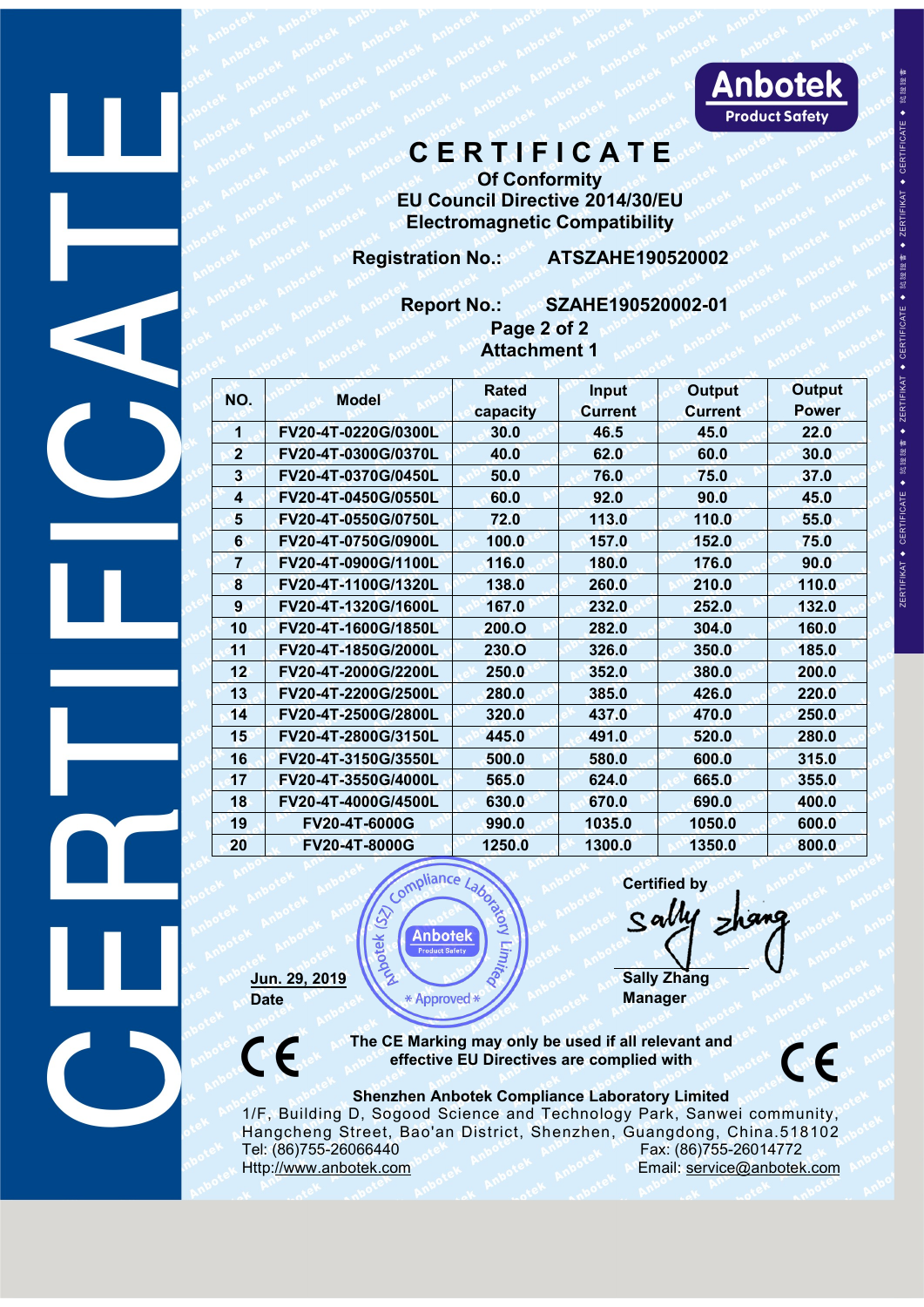Anbotek Product Safety

# CERTIFICATE

## Of Conformity

## EU Council Directive 2014/30/EU

## Electromagnetic Compatibility

**Registration No.:** ATSZAHE190520002

**Report No.:** SZAHE190520002-01

Page 2 of 2

**Attachment 1**

| NO. | Model | Rated capacity | Input Current | Output Current | Output Power |
|---|---|---|---|---|---|
| 1 | FV20-4T-0220G/0300L | 30.0 | 46.5 | 45.0 | 22.0 |
| 2 | FV20-4T-0300G/0370L | 40.0 | 62.0 | 60.0 | 30.0 |
| 3 | FV20-4T-0370G/0450L | 50.0 | 76.0 | 75.0 | 37.0 |
| 4 | FV20-4T-0450G/0550L | 60.0 | 92.0 | 90.0 | 45.0 |
| 5 | FV20-4T-0550G/0750L | 72.0 | 113.0 | 110.0 | 55.0 |
| 6 | FV20-4T-0750G/0900L | 100.0 | 157.0 | 152.0 | 75.0 |
| 7 | FV20-4T-0900G/1100L | 116.0 | 180.0 | 176.0 | 90.0 |
| 8 | FV20-4T-1100G/1320L | 138.0 | 260.0 | 210.0 | 110.0 |
| 9 | FV20-4T-1320G/1600L | 167.0 | 232.0 | 252.0 | 132.0 |
| 10 | FV20-4T-1600G/1850L | 200.O | 282.0 | 304.0 | 160.0 |
| 11 | FV20-4T-1850G/2000L | 230.O | 326.0 | 350.0 | 185.0 |
| 12 | FV20-4T-2000G/2200L | 250.0 | 352.0 | 380.0 | 200.0 |
| 13 | FV20-4T-2200G/2500L | 280.0 | 385.0 | 426.0 | 220.0 |
| 14 | FV20-4T-2500G/2800L | 320.0 | 437.0 | 470.0 | 250.0 |
| 15 | FV20-4T-2800G/3150L | 445.0 | 491.0 | 520.0 | 280.0 |
| 16 | FV20-4T-3150G/3550L | 500.0 | 580.0 | 600.0 | 315.0 |
| 17 | FV20-4T-3550G/4000L | 565.0 | 624.0 | 665.0 | 355.0 |
| 18 | FV20-4T-4000G/4500L | 630.0 | 670.0 | 690.0 | 400.0 |
| 19 | FV20-4T-6000G | 990.0 | 1035.0 | 1050.0 | 600.0 |
| 20 | FV20-4T-8000G | 1250.0 | 1300.0 | 1350.0 | 800.0 |

Compliance Laboratory Limited Anbotek (SZ) — Anbotek Product Safety — * Approved *

Jun. 29, 2019
Date

Certified by

Sally Zhang
Manager

CE

The CE Marking may only be used if all relevant and effective EU Directives are complied with

CE

**Shenzhen Anbotek Compliance Laboratory Limited**

1/F, Building D, Sogood Science and Technology Park, Sanwei community, Hangcheng Street, Bao'an District, Shenzhen, Guangdong, China.518102

Tel: (86)755-26066440 Fax: (86)755-26014772

Http://www.anbotek.com Email: service@anbotek.com